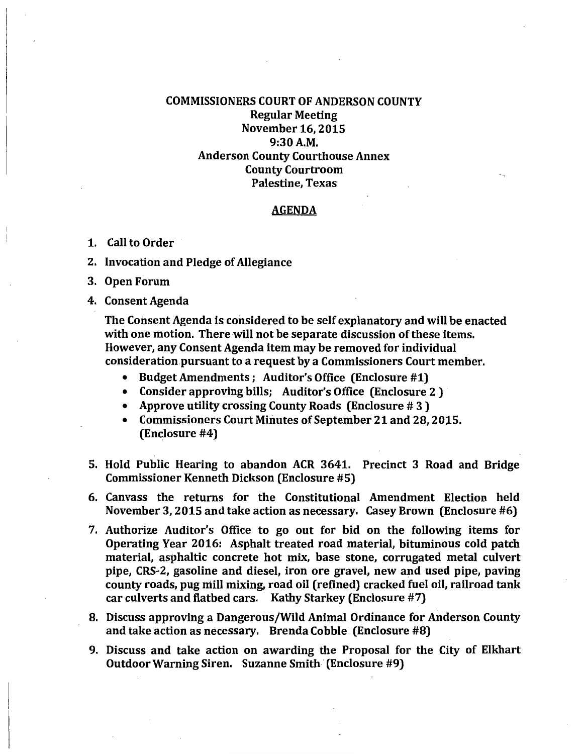# COMMISSIONERS COURT OF ANDERSON COUNTY

**Regular Meeting**
**November 16, 2015**
**9:30 A.M.**
**Anderson County Courthouse Annex**
**County Courtroom**
**Palestine, Texas**

## AGENDA

1. Call to Order
2. Invocation and Pledge of Allegiance
3. Open Forum
4. Consent Agenda

   The Consent Agenda is considered to be self explanatory and will be enacted with one motion. There will not be separate discussion of these items. However, any Consent Agenda item may be removed for individual consideration pursuant to a request by a Commissioners Court member.

   - Budget Amendments ; Auditor's Office (Enclosure #1)
   - Consider approving bills; Auditor's Office (Enclosure 2 )
   - Approve utility crossing County Roads (Enclosure # 3 )
   - Commissioners Court Minutes of September 21 and 28, 2015. (Enclosure #4)

5. Hold Public Hearing to abandon ACR 3641. Precinct 3 Road and Bridge Commissioner Kenneth Dickson (Enclosure #5)
6. Canvass the returns for the Constitutional Amendment Election held November 3, 2015 and take action as necessary. Casey Brown (Enclosure #6)
7. Authorize Auditor's Office to go out for bid on the following items for Operating Year 2016: Asphalt treated road material, bituminous cold patch material, asphaltic concrete hot mix, base stone, corrugated metal culvert pipe, CRS-2, gasoline and diesel, iron ore gravel, new and used pipe, paving county roads, pug mill mixing, road oil (refined) cracked fuel oil, railroad tank car culverts and flatbed cars. Kathy Starkey (Enclosure #7)
8. Discuss approving a Dangerous/Wild Animal Ordinance for Anderson County and take action as necessary. Brenda Cobble (Enclosure #8)
9. Discuss and take action on awarding the Proposal for the City of Elkhart Outdoor Warning Siren. Suzanne Smith (Enclosure #9)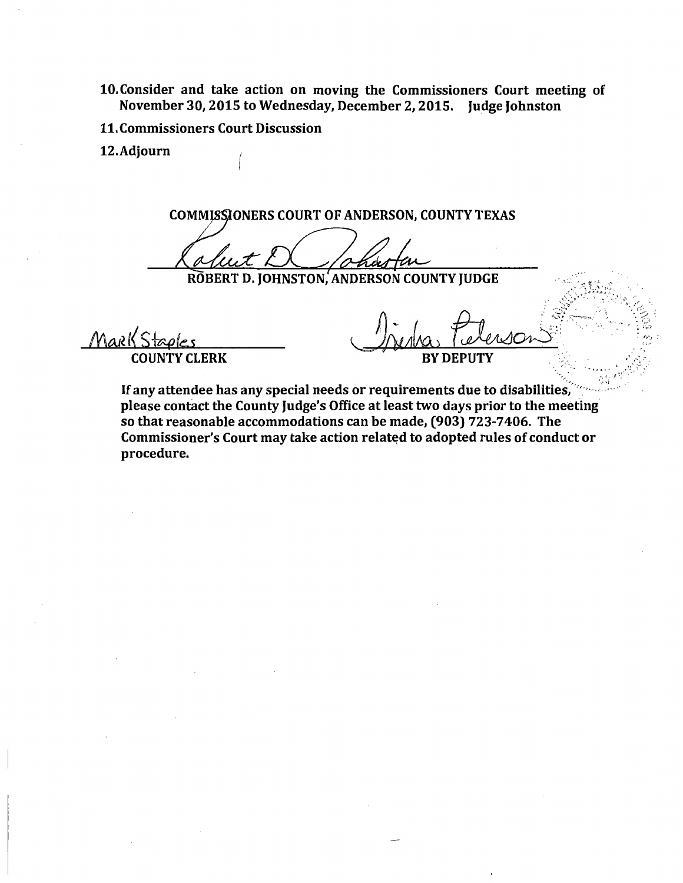10. Consider and take action on moving the Commissioners Court meeting of November 30, 2015 to Wednesday, December 2, 2015. Judge Johnston

11. Commissioners Court Discussion

12. Adjourn

**COMMISSIONERS COURT OF ANDERSON, COUNTY TEXAS**

**ROBERT D. JOHNSTON, ANDERSON COUNTY JUDGE**

Mark Staples
**COUNTY CLERK**

**BY DEPUTY**

**If any attendee has any special needs or requirements due to disabilities, please contact the County Judge's Office at least two days prior to the meeting so that reasonable accommodations can be made, (903) 723-7406. The Commissioner's Court may take action related to adopted rules of conduct or procedure.**